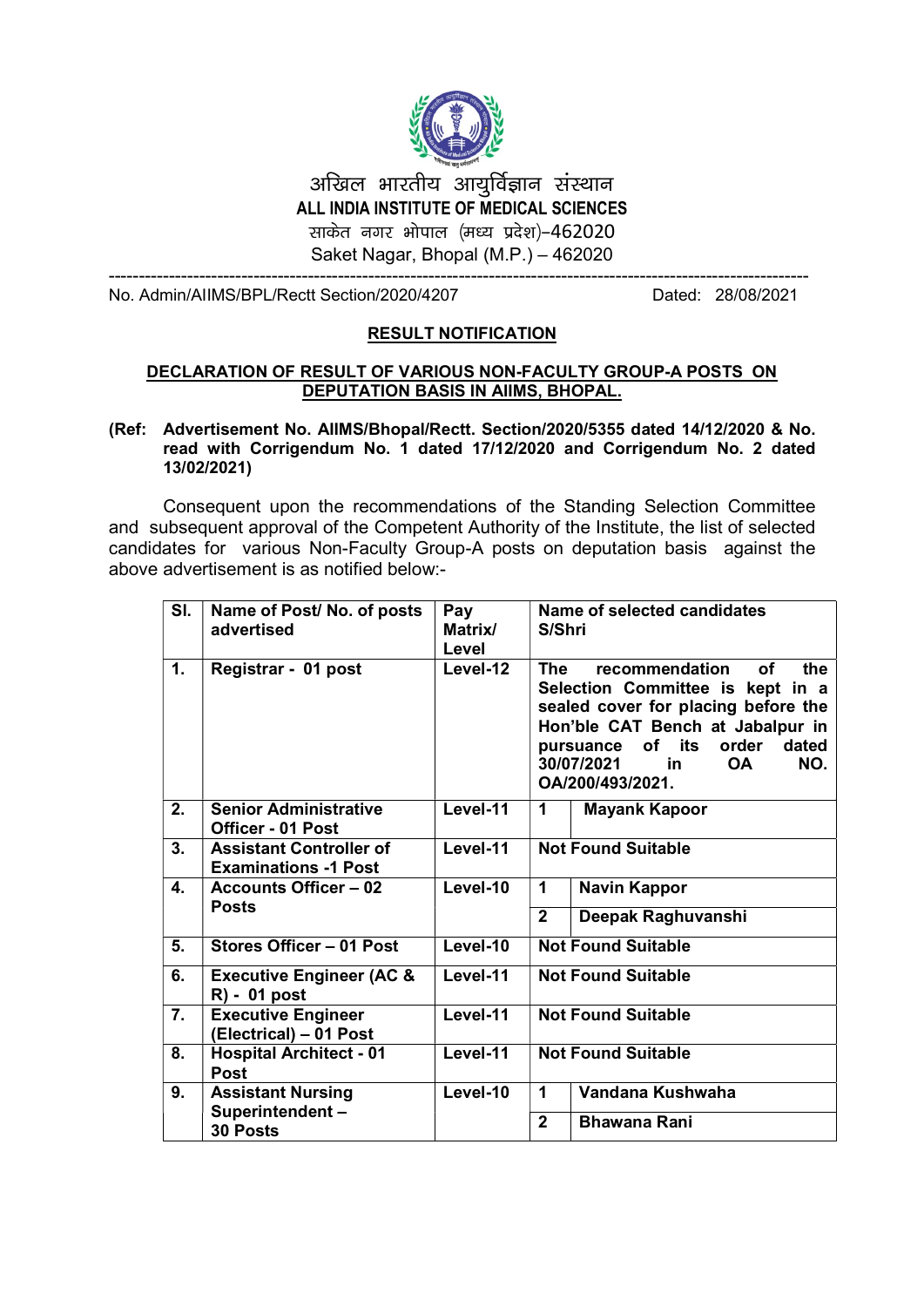अखिल भारतीय आयुर्विज्ञान संस्थान

**ALL INDIA INSTITUTE OF MEDICAL SCIENCES**

साकेत नगर भोपाल (मध्य प्रदेश)–462020

Saket Nagar, Bhopal (M.P.) – 462020

---

No. Admin/AIIMS/BPL/Rectt Section/2020/4207 Dated: 28/08/2021

## RESULT NOTIFICATION

### DECLARATION OF RESULT OF VARIOUS NON-FACULTY GROUP-A POSTS ON DEPUTATION BASIS IN AIIMS, BHOPAL.

**(Ref: Advertisement No. AIIMS/Bhopal/Rectt. Section/2020/5355 dated 14/12/2020 & No. read with Corrigendum No. 1 dated 17/12/2020 and Corrigendum No. 2 dated 13/02/2021)**

Consequent upon the recommendations of the Standing Selection Committee and subsequent approval of the Competent Authority of the Institute, the list of selected candidates for various Non-Faculty Group-A posts on deputation basis against the above advertisement is as notified below:-

| Sl. | Name of Post/ No. of posts advertised | Pay Matrix/ Level | Name of selected candidates S/Shri | |
|---|---|---|---|---|
| 1. | Registrar - 01 post | Level-12 | The recommendation of the Selection Committee is kept in a sealed cover for placing before the Hon'ble CAT Bench at Jabalpur in pursuance of its order dated 30/07/2021 in OA NO. OA/200/493/2021. | |
| 2. | Senior Administrative Officer - 01 Post | Level-11 | 1 | Mayank Kapoor |
| 3. | Assistant Controller of Examinations -1 Post | Level-11 | Not Found Suitable | |
| 4. | Accounts Officer – 02 Posts | Level-10 | 1 | Navin Kappor |
| | | | 2 | Deepak Raghuvanshi |
| 5. | Stores Officer – 01 Post | Level-10 | Not Found Suitable | |
| 6. | Executive Engineer (AC & R) - 01 post | Level-11 | Not Found Suitable | |
| 7. | Executive Engineer (Electrical) – 01 Post | Level-11 | Not Found Suitable | |
| 8. | Hospital Architect - 01 Post | Level-11 | Not Found Suitable | |
| 9. | Assistant Nursing Superintendent – 30 Posts | Level-10 | 1 | Vandana Kushwaha |
| | | | 2 | Bhawana Rani |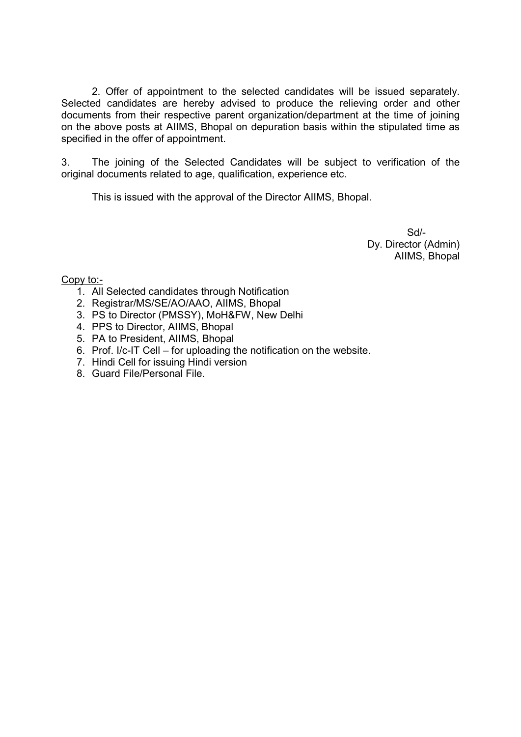2. Offer of appointment to the selected candidates will be issued separately. Selected candidates are hereby advised to produce the relieving order and other documents from their respective parent organization/department at the time of joining on the above posts at AIIMS, Bhopal on depuration basis within the stipulated time as specified in the offer of appointment.

3. The joining of the Selected Candidates will be subject to verification of the original documents related to age, qualification, experience etc.

This is issued with the approval of the Director AIIMS, Bhopal.

Sd/-
Dy. Director (Admin)
AIIMS, Bhopal

Copy to:-

1. All Selected candidates through Notification
2. Registrar/MS/SE/AO/AAO, AIIMS, Bhopal
3. PS to Director (PMSSY), MoH&FW, New Delhi
4. PPS to Director, AIIMS, Bhopal
5. PA to President, AIIMS, Bhopal
6. Prof. I/c-IT Cell – for uploading the notification on the website.
7. Hindi Cell for issuing Hindi version
8. Guard File/Personal File.